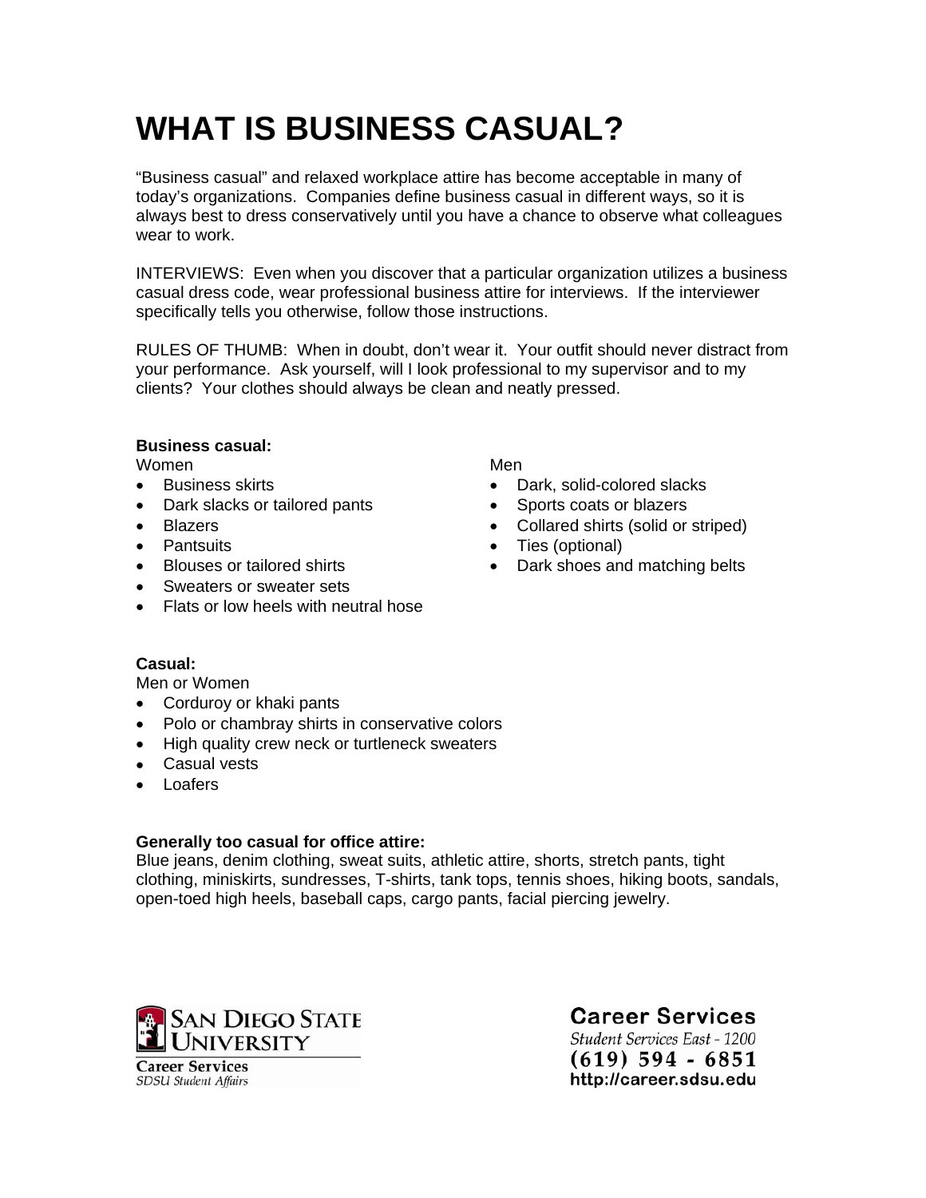# WHAT IS BUSINESS CASUAL?

"Business casual" and relaxed workplace attire has become acceptable in many of today's organizations. Companies define business casual in different ways, so it is always best to dress conservatively until you have a chance to observe what colleagues wear to work.

INTERVIEWS: Even when you discover that a particular organization utilizes a business casual dress code, wear professional business attire for interviews. If the interviewer specifically tells you otherwise, follow those instructions.

RULES OF THUMB: When in doubt, don't wear it. Your outfit should never distract from your performance. Ask yourself, will I look professional to my supervisor and to my clients? Your clothes should always be clean and neatly pressed.

**Business casual:**

Women

- Business skirts
- Dark slacks or tailored pants
- Blazers
- Pantsuits
- Blouses or tailored shirts
- Sweaters or sweater sets
- Flats or low heels with neutral hose

Men

- Dark, solid-colored slacks
- Sports coats or blazers
- Collared shirts (solid or striped)
- Ties (optional)
- Dark shoes and matching belts

**Casual:**

Men or Women

- Corduroy or khaki pants
- Polo or chambray shirts in conservative colors
- High quality crew neck or turtleneck sweaters
- Casual vests
- Loafers

**Generally too casual for office attire:**

Blue jeans, denim clothing, sweat suits, athletic attire, shorts, stretch pants, tight clothing, miniskirts, sundresses, T-shirts, tank tops, tennis shoes, hiking boots, sandals, open-toed high heels, baseball caps, cargo pants, facial piercing jewelry.

San Diego State University
Career Services
SDSU Student Affairs

Career Services
Student Services East - 1200
(619) 594 - 6851
http://career.sdsu.edu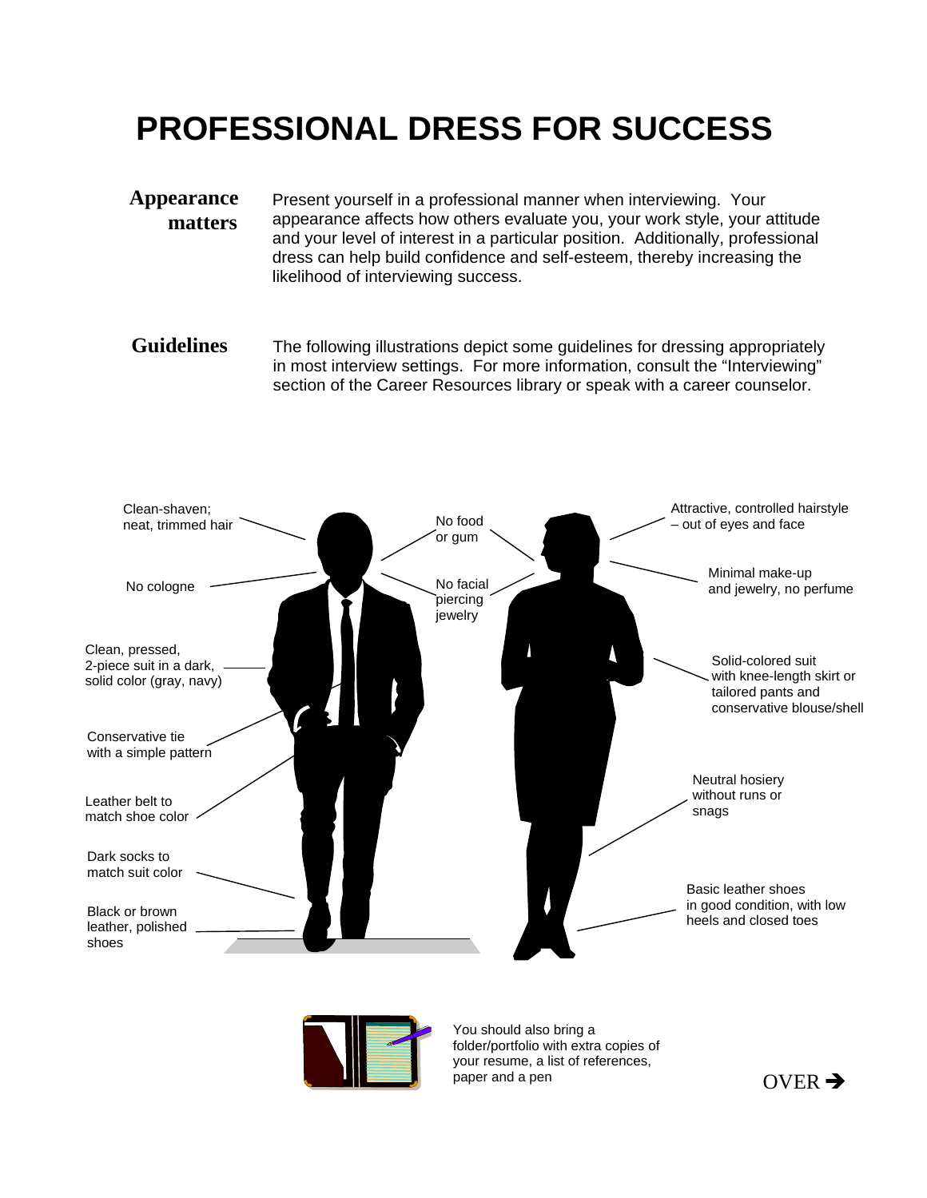# PROFESSIONAL DRESS FOR SUCCESS

**Appearance matters**

Present yourself in a professional manner when interviewing. Your appearance affects how others evaluate you, your work style, your attitude and your level of interest in a particular position. Additionally, professional dress can help build confidence and self-esteem, thereby increasing the likelihood of interviewing success.

**Guidelines**

The following illustrations depict some guidelines for dressing appropriately in most interview settings. For more information, consult the "Interviewing" section of the Career Resources library or speak with a career counselor.

Clean-shaven; neat, trimmed hair

No cologne

Clean, pressed, 2-piece suit in a dark, solid color (gray, navy)

Conservative tie with a simple pattern

Leather belt to match shoe color

Dark socks to match suit color

Black or brown leather, polished shoes

No food or gum

No facial piercing jewelry

Attractive, controlled hairstyle – out of eyes and face

Minimal make-up and jewelry, no perfume

Solid-colored suit with knee-length skirt or tailored pants and conservative blouse/shell

Neutral hosiery without runs or snags

Basic leather shoes in good condition, with low heels and closed toes

You should also bring a folder/portfolio with extra copies of your resume, a list of references, paper and a pen

OVER ➔